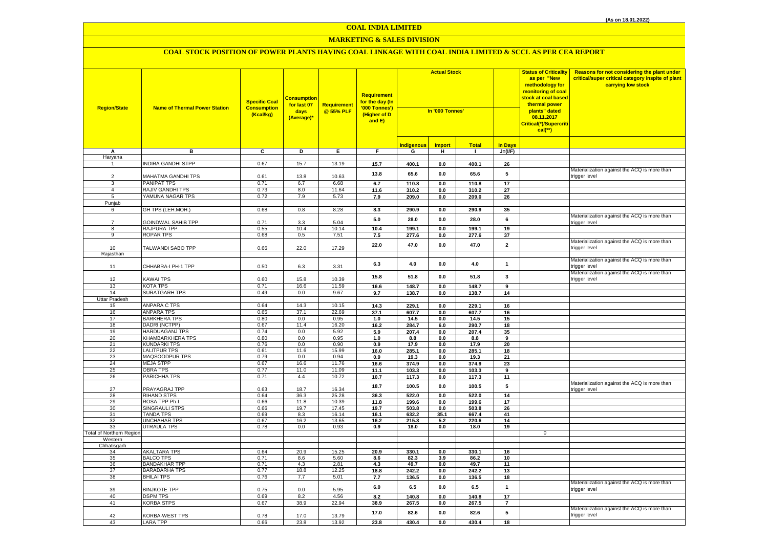(As on 18.01.2022)

# COAL INDIA LIMITED

## MARKETING & SALES DIVISION

### COAL STOCK POSITION OF POWER PLANTS HAVING COAL LINKAGE WITH COAL INDIA LIMITED & SCCL AS PER CEA REPORT

| Region/State | Name of Thermal Power Station | Specific Coal Consumption (Kcal/kg) | Consumption for last 07 days (Average)* | Requirement @ 55% PLF | Requirement for the day (In '000 Tonnes') (Higher of D and E) | Actual Stock In '000 Tonnes' | | | | Status of Criticality as per "New methodology for monitoring of coal stock at coal based thermal power plants" dated 08.11.2017 Critical(*)/Supercritical(**) | Reasons for not considering the plant under critical/super critical category inspite of plant carrying low stock |
|---|---|---|---|---|---|---|---|---|---|---|---|
| | | | | | | Indigenous | Import | Total | In Days | | |
| A | B | C | D | E | F | G | H | I | J=(I/F) | | |
| Haryana | | | | | | | | | | | |
| 1 | INDIRA GANDHI STPP | 0.67 | 15.7 | 13.19 | 15.7 | 400.1 | 0.0 | 400.1 | 26 | | |
| 2 | MAHATMA GANDHI TPS | 0.61 | 13.8 | 10.63 | 13.8 | 65.6 | 0.0 | 65.6 | 5 | | Materialization against the ACQ is more than trigger level |
| 3 | PANIPAT TPS | 0.71 | 6.7 | 6.68 | 6.7 | 110.8 | 0.0 | 110.8 | 17 | | |
| 4 | RAJIV GANDHI TPS | 0.73 | 8.0 | 11.64 | 11.6 | 310.2 | 0.0 | 310.2 | 27 | | |
| 5 | YAMUNA NAGAR TPS | 0.72 | 7.9 | 5.73 | 7.9 | 209.0 | 0.0 | 209.0 | 26 | | |
| Punjab | | | | | | | | | | | |
| 6 | GH TPS (LEH.MOH.) | 0.68 | 0.8 | 8.28 | 8.3 | 290.9 | 0.0 | 290.9 | 35 | | |
| 7 | GOINDWAL SAHIB TPP | 0.71 | 3.3 | 5.04 | 5.0 | 28.0 | 0.0 | 28.0 | 6 | | Materialization against the ACQ is more than trigger level |
| 8 | RAJPURA TPP | 0.55 | 10.4 | 10.14 | 10.4 | 199.1 | 0.0 | 199.1 | 19 | | |
| 9 | ROPAR TPS | 0.68 | 0.5 | 7.51 | 7.5 | 277.6 | 0.0 | 277.6 | 37 | | |
| 10 | TALWANDI SABO TPP | 0.66 | 22.0 | 17.29 | 22.0 | 47.0 | 0.0 | 47.0 | 2 | | Materialization against the ACQ is more than trigger level |
| Rajasthan | | | | | | | | | | | |
| 11 | CHHABRA-I PH-1 TPP | 0.50 | 6.3 | 3.31 | 6.3 | 4.0 | 0.0 | 4.0 | 1 | | Materialization against the ACQ is more than trigger level |
| 12 | KAWAI TPS | 0.60 | 15.8 | 10.39 | 15.8 | 51.8 | 0.0 | 51.8 | 3 | | Materialization against the ACQ is more than trigger level |
| 13 | KOTA TPS | 0.71 | 16.6 | 11.59 | 16.6 | 148.7 | 0.0 | 148.7 | 9 | | |
| 14 | SURATGARH TPS | 0.49 | 0.0 | 9.67 | 9.7 | 138.7 | 0.0 | 138.7 | 14 | | |
| Uttar Pradesh | | | | | | | | | | | |
| 15 | ANPARA C TPS | 0.64 | 14.3 | 10.15 | 14.3 | 229.1 | 0.0 | 229.1 | 16 | | |
| 16 | ANPARA TPS | 0.65 | 37.1 | 22.69 | 37.1 | 607.7 | 0.0 | 607.7 | 16 | | |
| 17 | BARKHERA TPS | 0.80 | 0.0 | 0.95 | 1.0 | 14.5 | 0.0 | 14.5 | 15 | | |
| 18 | DADRI (NCTPP) | 0.67 | 11.4 | 16.20 | 16.2 | 284.7 | 6.0 | 290.7 | 18 | | |
| 19 | HARDUAGANJ TPS | 0.74 | 0.0 | 5.92 | 5.9 | 207.4 | 0.0 | 207.4 | 35 | | |
| 20 | KHAMBARKHERA TPS | 0.80 | 0.0 | 0.95 | 1.0 | 8.8 | 0.0 | 8.8 | 9 | | |
| 21 | KUNDARKI TPS | 0.76 | 0.0 | 0.90 | 0.9 | 17.9 | 0.0 | 17.9 | 20 | | |
| 22 | LALITPUR TPS | 0.61 | 11.6 | 15.99 | 16.0 | 285.1 | 0.0 | 285.1 | 18 | | |
| 23 | MAQSOODPUR TPS | 0.79 | 0.0 | 0.94 | 0.9 | 19.3 | 0.0 | 19.3 | 21 | | |
| 24 | MEJA STPP | 0.67 | 16.6 | 11.76 | 16.6 | 374.9 | 0.0 | 374.9 | 23 | | |
| 25 | OBRA TPS | 0.77 | 11.0 | 11.09 | 11.1 | 103.3 | 0.0 | 103.3 | 9 | | |
| 26 | PARICHHA TPS | 0.71 | 4.4 | 10.72 | 10.7 | 117.3 | 0.0 | 117.3 | 11 | | |
| 27 | PRAYAGRAJ TPP | 0.63 | 18.7 | 16.34 | 18.7 | 100.5 | 0.0 | 100.5 | 5 | | Materialization against the ACQ is more than trigger level |
| 28 | RIHAND STPS | 0.64 | 36.3 | 25.28 | 36.3 | 522.0 | 0.0 | 522.0 | 14 | | |
| 29 | ROSA TPP Ph-I | 0.66 | 11.8 | 10.39 | 11.8 | 199.6 | 0.0 | 199.6 | 17 | | |
| 30 | SINGRAULI STPS | 0.66 | 19.7 | 17.45 | 19.7 | 503.8 | 0.0 | 503.8 | 26 | | |
| 31 | TANDA TPS | 0.69 | 8.3 | 16.14 | 16.1 | 632.2 | 35.1 | 667.4 | 41 | | |
| 32 | UNCHAHAR TPS | 0.67 | 16.2 | 13.65 | 16.2 | 215.3 | 5.2 | 220.6 | 14 | | |
| 33 | UTRAULA TPS | 0.78 | 0.0 | 0.93 | 0.9 | 18.0 | 0.0 | 18.0 | 19 | | |
| Total of Northern Region | | | | | | | | | | 0 | |
| Western | | | | | | | | | | | |
| Chhatisgarh | | | | | | | | | | | |
| 34 | AKALTARA TPS | 0.64 | 20.9 | 15.25 | 20.9 | 330.1 | 0.0 | 330.1 | 16 | | |
| 35 | BALCO TPS | 0.71 | 8.6 | 5.60 | 8.6 | 82.3 | 3.9 | 86.2 | 10 | | |
| 36 | BANDAKHAR TPP | 0.71 | 4.3 | 2.81 | 4.3 | 49.7 | 0.0 | 49.7 | 11 | | |
| 37 | BARADARHA TPS | 0.77 | 18.8 | 12.25 | 18.8 | 242.2 | 0.0 | 242.2 | 13 | | |
| 38 | BHILAI TPS | 0.76 | 7.7 | 5.01 | 7.7 | 136.5 | 0.0 | 136.5 | 18 | | |
| 39 | BINJKOTE TPP | 0.75 | 0.0 | 5.95 | 6.0 | 6.5 | 0.0 | 6.5 | 1 | | Materialization against the ACQ is more than trigger level |
| 40 | DSPM TPS | 0.69 | 8.2 | 4.56 | 8.2 | 140.8 | 0.0 | 140.8 | 17 | | |
| 41 | KORBA STPS | 0.67 | 38.9 | 22.94 | 38.9 | 267.5 | 0.0 | 267.5 | 7 | | |
| 42 | KORBA-WEST TPS | 0.78 | 17.0 | 13.79 | 17.0 | 82.6 | 0.0 | 82.6 | 5 | | Materialization against the ACQ is more than trigger level |
| 43 | LARA TPP | 0.66 | 23.8 | 13.92 | 23.8 | 430.4 | 0.0 | 430.4 | 18 | | |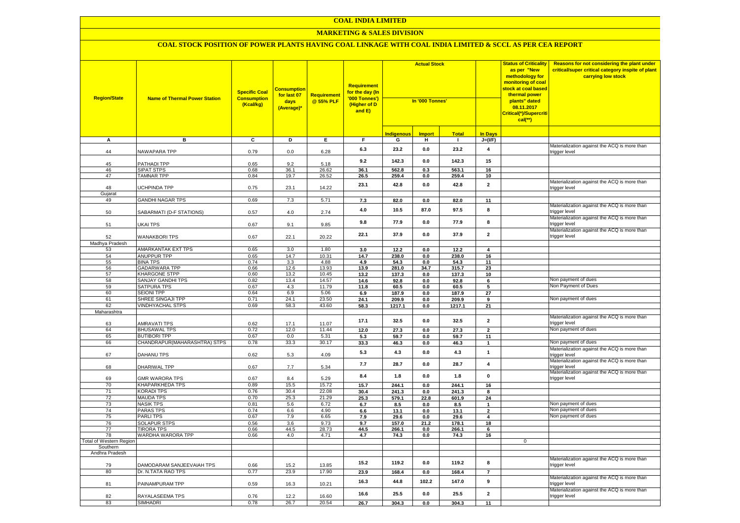# COAL INDIA LIMITED

## MARKETING & SALES DIVISION

### COAL STOCK POSITION OF POWER PLANTS HAVING COAL LINKAGE WITH COAL INDIA LIMITED & SCCL AS PER CEA REPORT

| Region/State | Name of Thermal Power Station | Specific Coal Consumption (Kcal/kg) | Consumption for last 07 days (Average)* | Requirement @ 55% PLF | Requirement for the day (In '000 Tonnes') (Higher of D and E) | Actual Stock In '000 Tonnes' | | | | Status of Criticality as per "New methodology for monitoring of coal stock at coal based thermal power plants" dated 08.11.2017 Critical(*)/Supercritical(**) | Reasons for not considering the plant under critical/super critical category inspite of plant carrying low stock |
|---|---|---|---|---|---|---|---|---|---|---|---|
| | | | | | | Indigenous | Import | Total | In Days | | |
| A | B | C | D | E | F | G | H | I | J=(I/F) | | |
| 44 | NAWAPARA TPP | 0.79 | 0.0 | 6.28 | 6.3 | 23.2 | 0.0 | 23.2 | 4 | | Materialization against the ACQ is more than trigger level |
| 45 | PATHADI TPP | 0.65 | 9.2 | 5.18 | 9.2 | 142.3 | 0.0 | 142.3 | 15 | | |
| 46 | SIPAT STPS | 0.68 | 36.1 | 26.62 | 36.1 | 562.8 | 0.3 | 563.1 | 16 | | |
| 47 | TAMNAR TPP | 0.84 | 19.7 | 26.52 | 26.5 | 259.4 | 0.0 | 259.4 | 10 | | |
| 48 | UCHPINDA TPP | 0.75 | 23.1 | 14.22 | 23.1 | 42.8 | 0.0 | 42.8 | 2 | | Materialization against the ACQ is more than trigger level |
| Gujarat | | | | | | | | | | | |
| 49 | GANDHI NAGAR TPS | 0.69 | 7.3 | 5.71 | 7.3 | 82.0 | 0.0 | 82.0 | 11 | | |
| 50 | SABARMATI (D-F STATIONS) | 0.57 | 4.0 | 2.74 | 4.0 | 10.5 | 87.0 | 97.5 | 8 | | Materialization against the ACQ is more than trigger level |
| 51 | UKAI TPS | 0.67 | 9.1 | 9.85 | 9.8 | 77.9 | 0.0 | 77.9 | 8 | | Materialization against the ACQ is more than trigger level |
| 52 | WANAKBORI TPS | 0.67 | 22.1 | 20.22 | 22.1 | 37.9 | 0.0 | 37.9 | 2 | | Materialization against the ACQ is more than trigger level |
| Madhya Pradesh | | | | | | | | | | | |
| 53 | AMARKANTAK EXT TPS | 0.65 | 3.0 | 1.80 | 3.0 | 12.2 | 0.0 | 12.2 | 4 | | |
| 54 | ANUPPUR TPP | 0.65 | 14.7 | 10.31 | 14.7 | 238.0 | 0.0 | 238.0 | 16 | | |
| 55 | BINA TPS | 0.74 | 3.3 | 4.88 | 4.9 | 54.3 | 0.0 | 54.3 | 11 | | |
| 56 | GADARWARA TPP | 0.66 | 12.6 | 13.93 | 13.9 | 281.0 | 34.7 | 315.7 | 23 | | |
| 57 | KHARGONE STPP | 0.60 | 13.2 | 10.45 | 13.2 | 137.3 | 0.0 | 137.3 | 10 | | |
| 58 | SANJAY GANDHI TPS | 0.82 | 13.4 | 14.57 | 14.6 | 92.8 | 0.0 | 92.8 | 6 | | Non payment of dues |
| 59 | SATPURA TPS | 0.67 | 4.3 | 11.79 | 11.8 | 60.5 | 0.0 | 60.5 | 5 | | Non Payment of Dues |
| 60 | SEIONI TPP | 0.64 | 6.9 | 5.06 | 6.9 | 187.9 | 0.0 | 187.9 | 27 | | |
| 61 | SHREE SINGAJI TPP | 0.71 | 24.1 | 23.50 | 24.1 | 209.9 | 0.0 | 209.9 | 9 | | Non payment of dues |
| 62 | VINDHYACHAL STPS | 0.69 | 58.3 | 43.60 | 58.3 | 1217.1 | 0.0 | 1217.1 | 21 | | |
| Maharashtra | | | | | | | | | | | |
| 63 | AMRAVATI TPS | 0.62 | 17.1 | 11.07 | 17.1 | 32.5 | 0.0 | 32.5 | 2 | | Materialization against the ACQ is more than trigger level |
| 64 | BHUSAWAL TPS | 0.72 | 12.0 | 11.44 | 12.0 | 27.3 | 0.0 | 27.3 | 2 | | Non payment of dues |
| 65 | BUTIBORI TPP | 0.67 | 0.0 | 5.31 | 5.3 | 59.7 | 0.0 | 59.7 | 11 | | |
| 66 | CHANDRAPUR(MAHARASHTRA) STPS | 0.78 | 33.3 | 30.17 | 33.3 | 46.3 | 0.0 | 46.3 | 1 | | Non payment of dues |
| 67 | DAHANU TPS | 0.62 | 5.3 | 4.09 | 5.3 | 4.3 | 0.0 | 4.3 | 1 | | Materialization against the ACQ is more than trigger level |
| 68 | DHARIWAL TPP | 0.67 | 7.7 | 5.34 | 7.7 | 28.7 | 0.0 | 28.7 | 4 | | Materialization against the ACQ is more than trigger level |
| 69 | GMR WARORA TPS | 0.67 | 8.4 | 5.29 | 8.4 | 1.8 | 0.0 | 1.8 | 0 | | Materialization against the ACQ is more than trigger level |
| 70 | KHAPARKHEDA TPS | 0.89 | 15.5 | 15.72 | 15.7 | 244.1 | 0.0 | 244.1 | 16 | | |
| 71 | KORADI TPS | 0.76 | 30.4 | 22.08 | 30.4 | 241.3 | 0.0 | 241.3 | 8 | | |
| 72 | MAUDA TPS | 0.70 | 25.3 | 21.29 | 25.3 | 579.1 | 22.8 | 601.9 | 24 | | |
| 73 | NASIK TPS | 0.81 | 5.6 | 6.72 | 6.7 | 8.5 | 0.0 | 8.5 | 1 | | Non payment of dues |
| 74 | PARAS TPS | 0.74 | 6.6 | 4.90 | 6.6 | 13.1 | 0.0 | 13.1 | 2 | | Non payment of dues |
| 75 | PARLI TPS | 0.67 | 7.9 | 6.65 | 7.9 | 29.6 | 0.0 | 29.6 | 4 | | Non payment of dues |
| 76 | SOLAPUR STPS | 0.56 | 3.6 | 9.73 | 9.7 | 157.0 | 21.2 | 178.1 | 18 | | |
| 77 | TIRORA TPS | 0.66 | 44.5 | 28.73 | 44.5 | 266.1 | 0.0 | 266.1 | 6 | | |
| 78 | WARDHA WARORA TPP | 0.66 | 4.0 | 4.71 | 4.7 | 74.3 | 0.0 | 74.3 | 16 | | |
| Total of Western Region | | | | | | | | | | 0 | |
| Southern | | | | | | | | | | | |
| Andhra Pradesh | | | | | | | | | | | |
| 79 | DAMODARAM SANJEEVAIAH TPS | 0.66 | 15.2 | 13.85 | 15.2 | 119.2 | 0.0 | 119.2 | 8 | | Materialization against the ACQ is more than trigger level |
| 80 | Dr. N.TATA RAO TPS | 0.77 | 23.9 | 17.90 | 23.9 | 168.4 | 0.0 | 168.4 | 7 | | |
| 81 | PAINAMPURAM TPP | 0.59 | 16.3 | 10.21 | 16.3 | 44.8 | 102.2 | 147.0 | 9 | | Materialization against the ACQ is more than trigger level |
| 82 | RAYALASEEMA TPS | 0.76 | 12.2 | 16.60 | 16.6 | 25.5 | 0.0 | 25.5 | 2 | | Materialization against the ACQ is more than trigger level |
| 83 | SIMHADRI | 0.78 | 26.7 | 20.54 | 26.7 | 304.3 | 0.0 | 304.3 | 11 | | |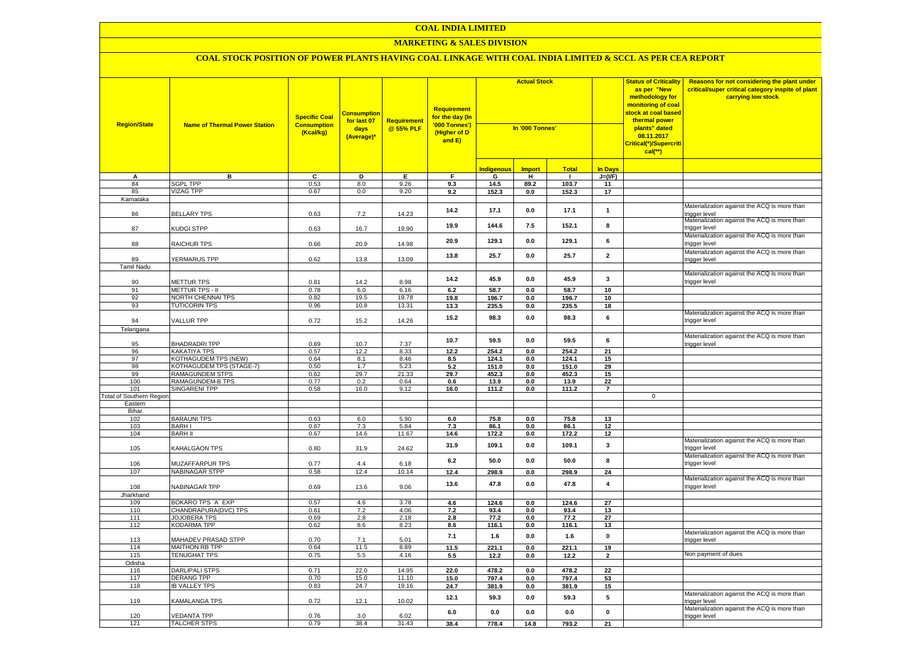# COAL INDIA LIMITED

## MARKETING & SALES DIVISION

### COAL STOCK POSITION OF POWER PLANTS HAVING COAL LINKAGE WITH COAL INDIA LIMITED & SCCL AS PER CEA REPORT

| Region/State | Name of Thermal Power Station | Specific Coal Consumption (Kcal/kg) | Consumption for last 07 days (Average)* | Requirement @ 55% PLF | Requirement for the day (In '000 Tonnes') (Higher of D and E) | Actual Stock In '000 Tonnes' | | | | Status of Criticality as per "New methodology for monitoring of coal stock at coal based thermal power plants" dated 08.11.2017 Critical(*)/Supercritical(**) | Reasons for not considering the plant under critical/super critical category inspite of plant carrying low stock |
|---|---|---|---|---|---|---|---|---|---|---|---|
| | | | | | | Indigenous | Import | Total | In Days | | |
| A | B | C | D | E | F | G | H | I | J=(I/F) | | |
| 84 | SGPL TPP | 0.53 | 8.0 | 9.26 | 9.3 | 14.5 | 89.2 | 103.7 | 11 | | |
| 85 | VIZAG TPP | 0.67 | 0.0 | 9.20 | 9.2 | 152.3 | 0.0 | 152.3 | 17 | | |
| Karnataka | | | | | | | | | | | |
| 86 | BELLARY TPS | 0.63 | 7.2 | 14.23 | 14.2 | 17.1 | 0.0 | 17.1 | 1 | | Materialization against the ACQ is more than trigger level |
| 87 | KUDGI STPP | 0.63 | 16.7 | 19.90 | 19.9 | 144.6 | 7.5 | 152.1 | 8 | | Materialization against the ACQ is more than trigger level |
| 88 | RAICHUR TPS | 0.66 | 20.9 | 14.98 | 20.9 | 129.1 | 0.0 | 129.1 | 6 | | Materialization against the ACQ is more than trigger level |
| 89 | YERMARUS TPP | 0.62 | 13.8 | 13.09 | 13.8 | 25.7 | 0.0 | 25.7 | 2 | | Materialization against the ACQ is more than trigger level |
| Tamil Nadu | | | | | | | | | | | |
| 90 | METTUR TPS | 0.81 | 14.2 | 8.98 | 14.2 | 45.9 | 0.0 | 45.9 | 3 | | Materialization against the ACQ is more than trigger level |
| 91 | METTUR TPS - II | 0.78 | 6.0 | 6.16 | 6.2 | 58.7 | 0.0 | 58.7 | 10 | | |
| 92 | NORTH CHENNAI TPS | 0.82 | 19.5 | 19.78 | 19.8 | 196.7 | 0.0 | 196.7 | 10 | | |
| 93 | TUTICORIN TPS | 0.96 | 10.8 | 13.31 | 13.3 | 235.5 | 0.0 | 235.5 | 18 | | |
| 94 | VALLUR TPP | 0.72 | 15.2 | 14.26 | 15.2 | 98.3 | 0.0 | 98.3 | 6 | | Materialization against the ACQ is more than trigger level |
| Telangana | | | | | | | | | | | |
| 95 | BHADRADRI TPP | 0.69 | 10.7 | 7.37 | 10.7 | 59.5 | 0.0 | 59.5 | 6 | | Materialization against the ACQ is more than trigger level |
| 96 | KAKATIYA TPS | 0.57 | 12.2 | 8.33 | 12.2 | 254.2 | 0.0 | 254.2 | 21 | | |
| 97 | KOTHAGUDEM TPS (NEW) | 0.64 | 8.1 | 8.46 | 8.5 | 124.1 | 0.0 | 124.1 | 15 | | |
| 98 | KOTHAGUDEM TPS (STAGE-7) | 0.50 | 1.7 | 5.23 | 5.2 | 151.0 | 0.0 | 151.0 | 29 | | |
| 99 | RAMAGUNDEM STPS | 0.62 | 29.7 | 21.33 | 29.7 | 452.3 | 0.0 | 452.3 | 15 | | |
| 100 | RAMAGUNDEM-B TPS | 0.77 | 0.2 | 0.64 | 0.6 | 13.9 | 0.0 | 13.9 | 22 | | |
| 101 | SINGARENI TPP | 0.58 | 16.0 | 9.12 | 16.0 | 111.2 | 0.0 | 111.2 | 7 | | |
| Total of Southern Region | | | | | | | | | | 0 | |
| Eastern | | | | | | | | | | | |
| Bihar | | | | | | | | | | | |
| 102 | BARAUNI TPS | 0.63 | 6.0 | 5.90 | 6.0 | 75.8 | 0.0 | 75.8 | 13 | | |
| 103 | BARH I | 0.67 | 7.3 | 5.84 | 7.3 | 86.1 | 0.0 | 86.1 | 12 | | |
| 104 | BARH II | 0.67 | 14.6 | 11.67 | 14.6 | 172.2 | 0.0 | 172.2 | 12 | | |
| 105 | KAHALGAON TPS | 0.80 | 31.9 | 24.62 | 31.9 | 109.1 | 0.0 | 109.1 | 3 | | Materialization against the ACQ is more than trigger level |
| 106 | MUZAFFARPUR TPS | 0.77 | 4.4 | 6.18 | 6.2 | 50.0 | 0.0 | 50.0 | 8 | | Materialization against the ACQ is more than trigger level |
| 107 | NABINAGAR STPP | 0.58 | 12.4 | 10.14 | 12.4 | 298.9 | 0.0 | 298.9 | 24 | | |
| 108 | NABINAGAR TPP | 0.69 | 13.6 | 9.06 | 13.6 | 47.8 | 0.0 | 47.8 | 4 | | Materialization against the ACQ is more than trigger level |
| Jharkhand | | | | | | | | | | | |
| 109 | BOKARO TPS `A` EXP | 0.57 | 4.6 | 3.78 | 4.6 | 124.6 | 0.0 | 124.6 | 27 | | |
| 110 | CHANDRAPURA(DVC) TPS | 0.61 | 7.2 | 4.06 | 7.2 | 93.4 | 0.0 | 93.4 | 13 | | |
| 111 | JOJOBERA TPS | 0.69 | 2.8 | 2.18 | 2.8 | 77.2 | 0.0 | 77.2 | 27 | | |
| 112 | KODARMA TPP | 0.62 | 8.6 | 8.23 | 8.6 | 116.1 | 0.0 | 116.1 | 13 | | |
| 113 | MAHADEV PRASAD STPP | 0.70 | 7.1 | 5.01 | 7.1 | 1.6 | 0.0 | 1.6 | 0 | | Materialization against the ACQ is more than trigger level |
| 114 | MAITHON RB TPP | 0.64 | 11.5 | 8.89 | 11.5 | 221.1 | 0.0 | 221.1 | 19 | | |
| 115 | TENUGHAT TPS | 0.75 | 5.5 | 4.16 | 5.5 | 12.2 | 0.0 | 12.2 | 2 | | Non payment of dues |
| Odisha | | | | | | | | | | | |
| 116 | DARLIPALI STPS | 0.71 | 22.0 | 14.95 | 22.0 | 478.2 | 0.0 | 478.2 | 22 | | |
| 117 | DERANG TPP | 0.70 | 15.0 | 11.10 | 15.0 | 797.4 | 0.0 | 797.4 | 53 | | |
| 118 | IB VALLEY TPS | 0.83 | 24.7 | 19.16 | 24.7 | 381.9 | 0.0 | 381.9 | 15 | | |
| 119 | KAMALANGA TPS | 0.72 | 12.1 | 10.02 | 12.1 | 59.3 | 0.0 | 59.3 | 5 | | Materialization against the ACQ is more than trigger level |
| 120 | VEDANTA TPP | 0.76 | 3.0 | 6.02 | 6.0 | 0.0 | 0.0 | 0.0 | 0 | | Materialization against the ACQ is more than trigger level |
| 121 | TALCHER STPS | 0.79 | 38.4 | 31.43 | 38.4 | 778.4 | 14.8 | 793.2 | 21 | | |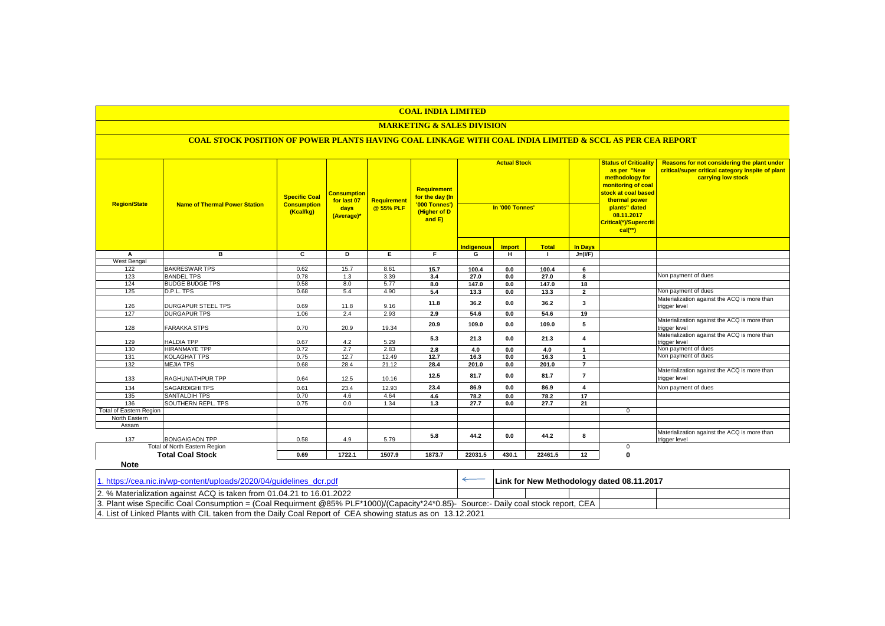# COAL INDIA LIMITED

## MARKETING & SALES DIVISION

### COAL STOCK POSITION OF POWER PLANTS HAVING COAL LINKAGE WITH COAL INDIA LIMITED & SCCL AS PER CEA REPORT

| Region/State | Name of Thermal Power Station | Specific Coal Consumption (Kcal/kg) | Consumption for last 07 days (Average)* | Requirement @ 55% PLF | Requirement for the day (In '000 Tonnes') (Higher of D and E) | Actual Stock In '000 Tonnes' | | | | Status of Criticality as per "New methodology for monitoring of coal stock at coal based thermal power plants" dated 08.11.2017 Critical(*)/Supercritical(**) | Reasons for not considering the plant under critical/super critical category inspite of plant carrying low stock |
|---|---|---|---|---|---|---|---|---|---|---|---|
| | | | | | | Indigenous | Import | Total | In Days | | |
| A | B | C | D | E | F | G | H | I | J=(I/F) | | |
| West Bengal | | | | | | | | | | | |
| 122 | BAKRESWAR TPS | 0.62 | 15.7 | 8.61 | 15.7 | 100.4 | 0.0 | 100.4 | 6 | | |
| 123 | BANDEL TPS | 0.78 | 1.3 | 3.39 | 3.4 | 27.0 | 0.0 | 27.0 | 8 | | Non payment of dues |
| 124 | BUDGE BUDGE TPS | 0.58 | 8.0 | 5.77 | 8.0 | 147.0 | 0.0 | 147.0 | 18 | | |
| 125 | D.P.L. TPS | 0.68 | 5.4 | 4.90 | 5.4 | 13.3 | 0.0 | 13.3 | 2 | | Non payment of dues |
| 126 | DURGAPUR STEEL TPS | 0.69 | 11.8 | 9.16 | 11.8 | 36.2 | 0.0 | 36.2 | 3 | | Materialization against the ACQ is more than trigger level |
| 127 | DURGAPUR TPS | 1.06 | 2.4 | 2.93 | 2.9 | 54.6 | 0.0 | 54.6 | 19 | | |
| 128 | FARAKKA STPS | 0.70 | 20.9 | 19.34 | 20.9 | 109.0 | 0.0 | 109.0 | 5 | | Materialization against the ACQ is more than trigger level |
| 129 | HALDIA TPP | 0.67 | 4.2 | 5.29 | 5.3 | 21.3 | 0.0 | 21.3 | 4 | | Materialization against the ACQ is more than trigger level |
| 130 | HIRANMAYE TPP | 0.72 | 2.7 | 2.83 | 2.8 | 4.0 | 0.0 | 4.0 | 1 | | Non payment of dues |
| 131 | KOLAGHAT TPS | 0.75 | 12.7 | 12.49 | 12.7 | 16.3 | 0.0 | 16.3 | 1 | | Non payment of dues |
| 132 | MEJIA TPS | 0.68 | 28.4 | 21.12 | 28.4 | 201.0 | 0.0 | 201.0 | 7 | | |
| 133 | RAGHUNATHPUR TPP | 0.64 | 12.5 | 10.16 | 12.5 | 81.7 | 0.0 | 81.7 | 7 | | Materialization against the ACQ is more than trigger level |
| 134 | SAGARDIGHI TPS | 0.61 | 23.4 | 12.93 | 23.4 | 86.9 | 0.0 | 86.9 | 4 | | Non payment of dues |
| 135 | SANTALDIH TPS | 0.70 | 4.6 | 4.64 | 4.6 | 78.2 | 0.0 | 78.2 | 17 | | |
| 136 | SOUTHERN REPL. TPS | 0.75 | 0.0 | 1.34 | 1.3 | 27.7 | 0.0 | 27.7 | 21 | | |
| Total of Eastern Region | | | | | | | | | | 0 | |
| North Eastern | | | | | | | | | | | |
| Assam | | | | | | | | | | | |
| 137 | BONGAIGAON TPP | 0.58 | 4.9 | 5.79 | 5.8 | 44.2 | 0.0 | 44.2 | 8 | | Materialization against the ACQ is more than trigger level |
| Total of North Eastern Region | | | | | | | | | | 0 | |
| Total Coal Stock | | 0.69 | 1722.1 | 1507.9 | 1873.7 | 22031.5 | 430.1 | 22461.5 | 12 | 0 | |

**Note**

1. https://cea.nic.in/wp-content/uploads/2020/04/guidelines_dcr.pdf ⟵ Link for New Methodology dated 08.11.2017
2. % Materialization against ACQ is taken from 01.04.21 to 16.01.2022
3. Plant wise Specific Coal Consumption = (Coal Requirment @85% PLF*1000)/(Capacity*24*0.85)- Source:- Daily coal stock report, CEA
4. List of Linked Plants with CIL taken from the Daily Coal Report of CEA showing status as on 13.12.2021